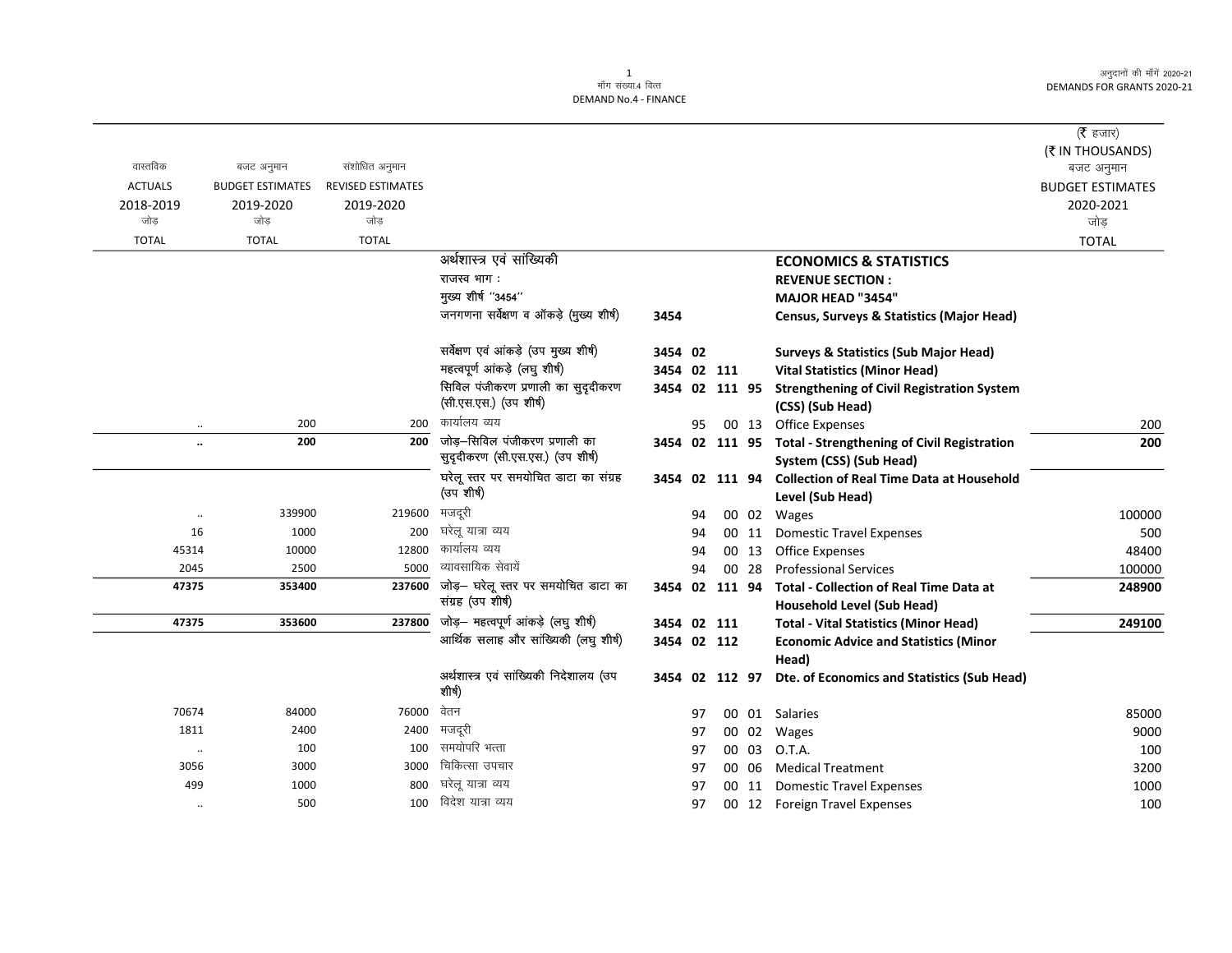| वास्तविक ACTUALS 2018-2019 जोड़ TOTAL | बजट अनुमान BUDGET ESTIMATES 2019-2020 जोड़ TOTAL | संशोधित अनुमान REVISED ESTIMATES 2019-2020 जोड़ TOTAL | | | | (₹ हजार) (₹ IN THOUSANDS) बजट अनुमान BUDGET ESTIMATES 2020-2021 जोड़ TOTAL |
|---|---|---|---|---|---|---|
| | | | अर्थशास्त्र एवं सांख्यिकी | | **ECONOMICS & STATISTICS** | |
| | | | राजस्व भाग : | | **REVENUE SECTION :** | |
| | | | मुख्य शीर्ष "3454" | | **MAJOR HEAD "3454"** | |
| | | | जनगणना सर्वेक्षण व ऑकड़े (मुख्य शीर्ष) | 3454 | **Census, Surveys & Statistics (Major Head)** | |
| | | | सर्वेक्षण एवं आंकड़े (उप मुख्य शीर्ष) | 3454 02 | **Surveys & Statistics (Sub Major Head)** | |
| | | | महत्वपूर्ण आंकड़े (लघु शीर्ष) | 3454 02 111 | **Vital Statistics (Minor Head)** | |
| | | | सिविल पंजीकरण प्रणाली का सुदृढीकरण (सी.एस.एस.) (उप शीर्ष) | 3454 02 111 95 | **Strengthening of Civil Registration System (CSS) (Sub Head)** | |
| .. | 200 | 200 | कार्यालय व्यय | 95 00 13 | Office Expenses | 200 |
| **..** | **200** | **200** | जोड़–सिविल पंजीकरण प्रणाली का सुदृढीकरण (सी.एस.एस.) (उप शीर्ष) | 3454 02 111 95 | **Total - Strengthening of Civil Registration System (CSS) (Sub Head)** | **200** |
| | | | घरेलू स्तर पर समयोचित डाटा का संग्रह (उप शीर्ष) | 3454 02 111 94 | **Collection of Real Time Data at Household Level (Sub Head)** | |
| .. | 339900 | 219600 | मजदूरी | 94 00 02 | Wages | 100000 |
| 16 | 1000 | 200 | घरेलू यात्रा व्यय | 94 00 11 | Domestic Travel Expenses | 500 |
| 45314 | 10000 | 12800 | कार्यालय व्यय | 94 00 13 | Office Expenses | 48400 |
| 2045 | 2500 | 5000 | व्यावसायिक सेवायें | 94 00 28 | Professional Services | 100000 |
| **47375** | **353400** | **237600** | जोड़– घरेलू स्तर पर समयोचित डाटा का संग्रह (उप शीर्ष) | 3454 02 111 94 | **Total - Collection of Real Time Data at Household Level (Sub Head)** | **248900** |
| **47375** | **353600** | **237800** | जोड़– महत्वपूर्ण आंकड़े (लघु शीर्ष) | 3454 02 111 | **Total - Vital Statistics (Minor Head)** | **249100** |
| | | | आर्थिक सलाह और सांख्यिकी (लघु शीर्ष) | 3454 02 112 | **Economic Advice and Statistics (Minor Head)** | |
| | | | अर्थशास्त्र एवं सांख्यिकी निदेशालय (उप शीर्ष) | 3454 02 112 97 | **Dte. of Economics and Statistics (Sub Head)** | |
| 70674 | 84000 | 76000 | वेतन | 97 00 01 | Salaries | 85000 |
| 1811 | 2400 | 2400 | मजदूरी | 97 00 02 | Wages | 9000 |
| .. | 100 | 100 | समयोपरि भत्ता | 97 00 03 | O.T.A. | 100 |
| 3056 | 3000 | 3000 | चिकित्सा उपचार | 97 00 06 | Medical Treatment | 3200 |
| 499 | 1000 | 800 | घरेलू यात्रा व्यय | 97 00 11 | Domestic Travel Expenses | 1000 |
| .. | 500 | 100 | विदेश यात्रा व्यय | 97 00 12 | Foreign Travel Expenses | 100 |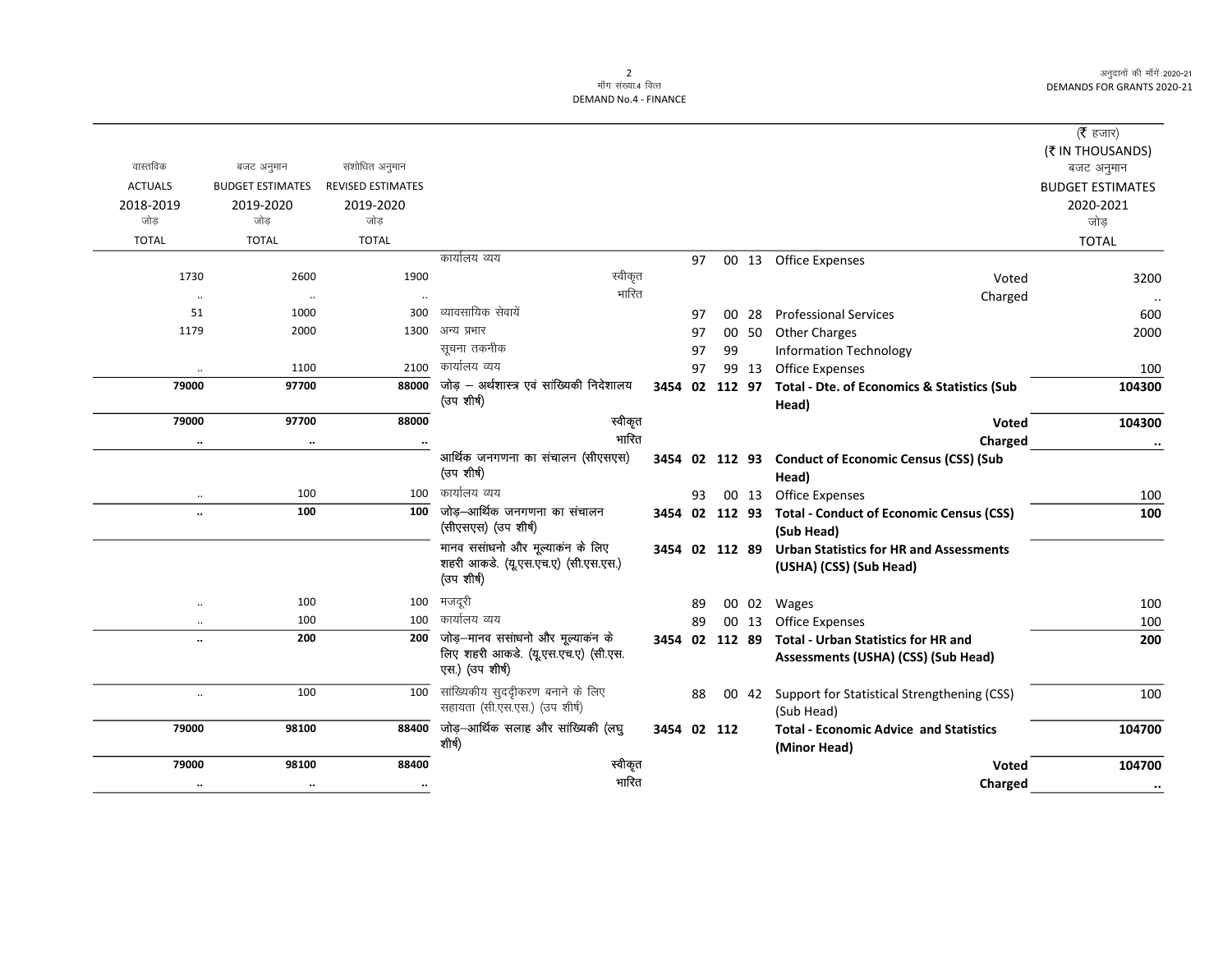| वास्तविक ACTUALS 2018-2019 जोड़ TOTAL | बजट अनुमान BUDGET ESTIMATES 2019-2020 जोड़ TOTAL | संशोधित अनुमान REVISED ESTIMATES 2019-2020 जोड़ TOTAL | | | | | | | (₹ हजार) (₹ IN THOUSANDS) बजट अनुमान BUDGET ESTIMATES 2020-2021 जोड़ TOTAL |
|---|---|---|---|---|---|---|---|---|---|
| | | | कार्यालय व्यय | | | 97 | 00 | 13 | Office Expenses | |
| 1730 | 2600 | 1900 | स्वीकृत | | | | | | Voted | 3200 |
| .. | .. | .. | भारित | | | | | | Charged | .. |
| 51 | 1000 | 300 | व्यावसायिक सेवायें | | | 97 | 00 | 28 | Professional Services | 600 |
| 1179 | 2000 | 1300 | अन्य प्रभार | | | 97 | 00 | 50 | Other Charges | 2000 |
| | | | सूचना तकनीक | | | 97 | 99 | | Information Technology | |
| .. | 1100 | 2100 | कार्यालय व्यय | | | 97 | 99 | 13 | Office Expenses | 100 |
| **79000** | **97700** | **88000** | **जोड़ – अर्थशास्त्र एवं सांख्यिकी निदेशालय (उप शीर्ष)** | **3454** | **02** | **112** | **97** | | **Total - Dte. of Economics & Statistics (Sub Head)** | **104300** |
| **79000** | **97700** | **88000** | **स्वीकृत** | | | | | | **Voted** | **104300** |
| **..** | **..** | **..** | **भारित** | | | | | | **Charged** | **..** |
| | | | **आर्थिक जनगणना का संचालन (सीएसएस) (उप शीर्ष)** | **3454** | **02** | **112** | **93** | | **Conduct of Economic Census (CSS) (Sub Head)** | |
| .. | 100 | 100 | कार्यालय व्यय | | | 93 | 00 | 13 | Office Expenses | 100 |
| **..** | **100** | **100** | **जोड़–आर्थिक जनगणना का संचालन (सीएसएस) (उप शीर्ष)** | **3454** | **02** | **112** | **93** | | **Total - Conduct of Economic Census (CSS) (Sub Head)** | **100** |
| | | | **मानव ससांधनो और मूल्याकंन के लिए शहरी आकडे. (यू.एस.एच.ए) (सी.एस.एस.) (उप शीर्ष)** | **3454** | **02** | **112** | **89** | | **Urban Statistics for HR and Assessments (USHA) (CSS) (Sub Head)** | |
| .. | 100 | 100 | मजदूरी | | | 89 | 00 | 02 | Wages | 100 |
| .. | 100 | 100 | कार्यालय व्यय | | | 89 | 00 | 13 | Office Expenses | 100 |
| **..** | **200** | **200** | **जोड़–मानव ससांधनो और मूल्याकंन के लिए शहरी आकडे. (यू.एस.एच.ए) (सी.एस.एस.) (उप शीर्ष)** | **3454** | **02** | **112** | **89** | | **Total - Urban Statistics for HR and Assessments (USHA) (CSS) (Sub Head)** | **200** |
| .. | 100 | 100 | सांख्यिकीय सुदढ़ीकरण बनाने के लिए सहायता (सी.एस.एस.) (उप शीर्ष) | | | 88 | 00 | 42 | Support for Statistical Strengthening (CSS) (Sub Head) | 100 |
| **79000** | **98100** | **88400** | **जोड़–आर्थिक सलाह और सांख्यिकी (लघु शीर्ष)** | **3454** | **02** | **112** | | | **Total - Economic Advice and Statistics (Minor Head)** | **104700** |
| **79000** | **98100** | **88400** | **स्वीकृत** | | | | | | **Voted** | **104700** |
| **..** | **..** | **..** | **भारित** | | | | | | **Charged** | **..** |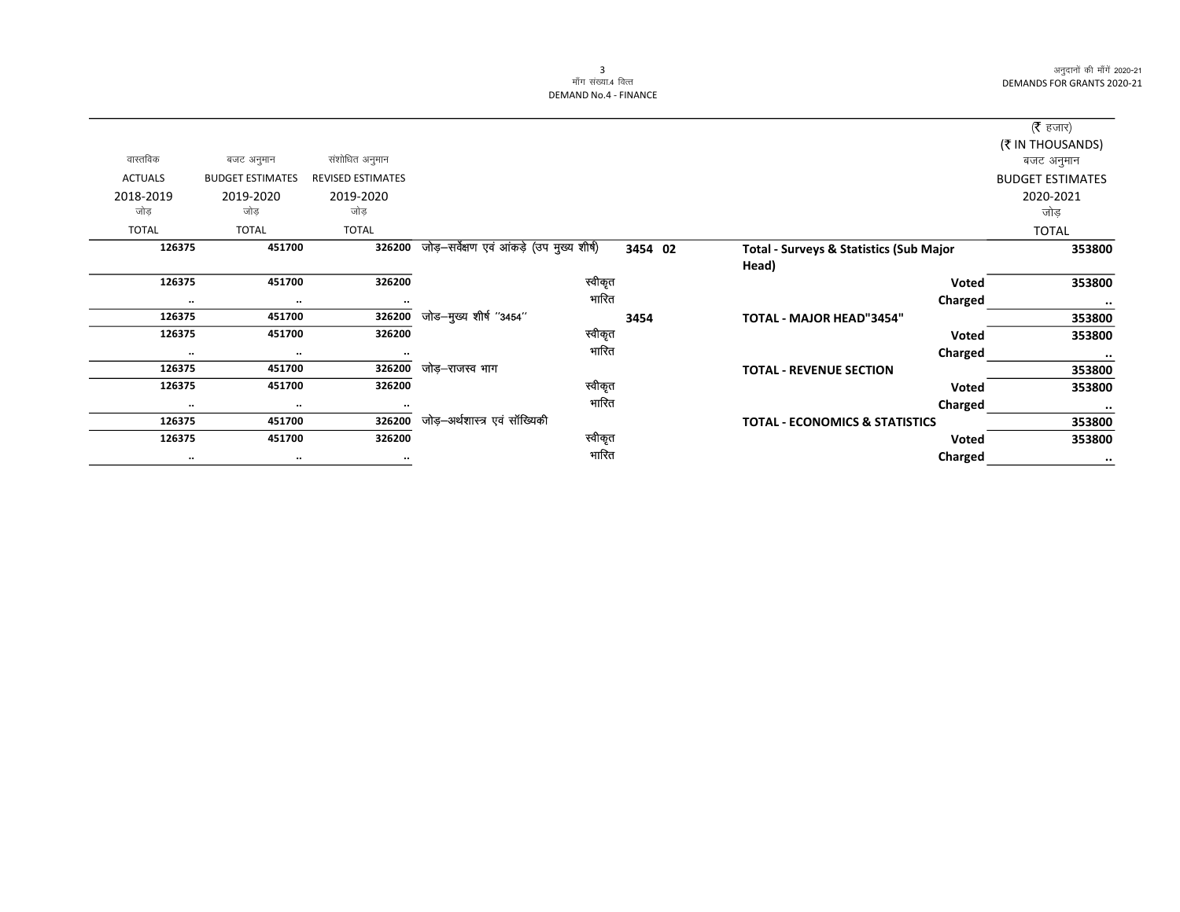| वास्तविक ACTUALS 2018-2019 जोड़ TOTAL | बजट अनुमान BUDGET ESTIMATES 2019-2020 जोड़ TOTAL | संशोधित अनुमान REVISED ESTIMATES 2019-2020 जोड़ TOTAL | | | | (₹ हजार) (₹ IN THOUSANDS) बजट अनुमान BUDGET ESTIMATES 2020-2021 जोड़ TOTAL |
|---|---|---|---|---|---|---|
| **126375** | **451700** | **326200** | जोड़–सर्वेक्षण एवं आंकड़े (उप मुख्य शीर्ष) | **3454 02** | **Total - Surveys & Statistics (Sub Major Head)** | **353800** |
| **126375** | **451700** | **326200** | स्वीकृत | | **Voted** | **353800** |
| .. | .. | .. | भारित | | **Charged** | .. |
| **126375** | **451700** | **326200** | जोड–मुख्य शीर्ष ''3454'' | **3454** | **TOTAL - MAJOR HEAD"3454"** | **353800** |
| **126375** | **451700** | **326200** | स्वीकृत | | **Voted** | **353800** |
| .. | .. | .. | भारित | | **Charged** | .. |
| **126375** | **451700** | **326200** | जोड़–राजस्व भाग | | **TOTAL - REVENUE SECTION** | **353800** |
| **126375** | **451700** | **326200** | स्वीकृत | | **Voted** | **353800** |
| .. | .. | .. | भारित | | **Charged** | .. |
| **126375** | **451700** | **326200** | जोड़–अर्थशास्त्र एवं सॉख्यिकी | | **TOTAL - ECONOMICS & STATISTICS** | **353800** |
| **126375** | **451700** | **326200** | स्वीकृत | | **Voted** | **353800** |
| .. | .. | .. | भारित | | **Charged** | .. |